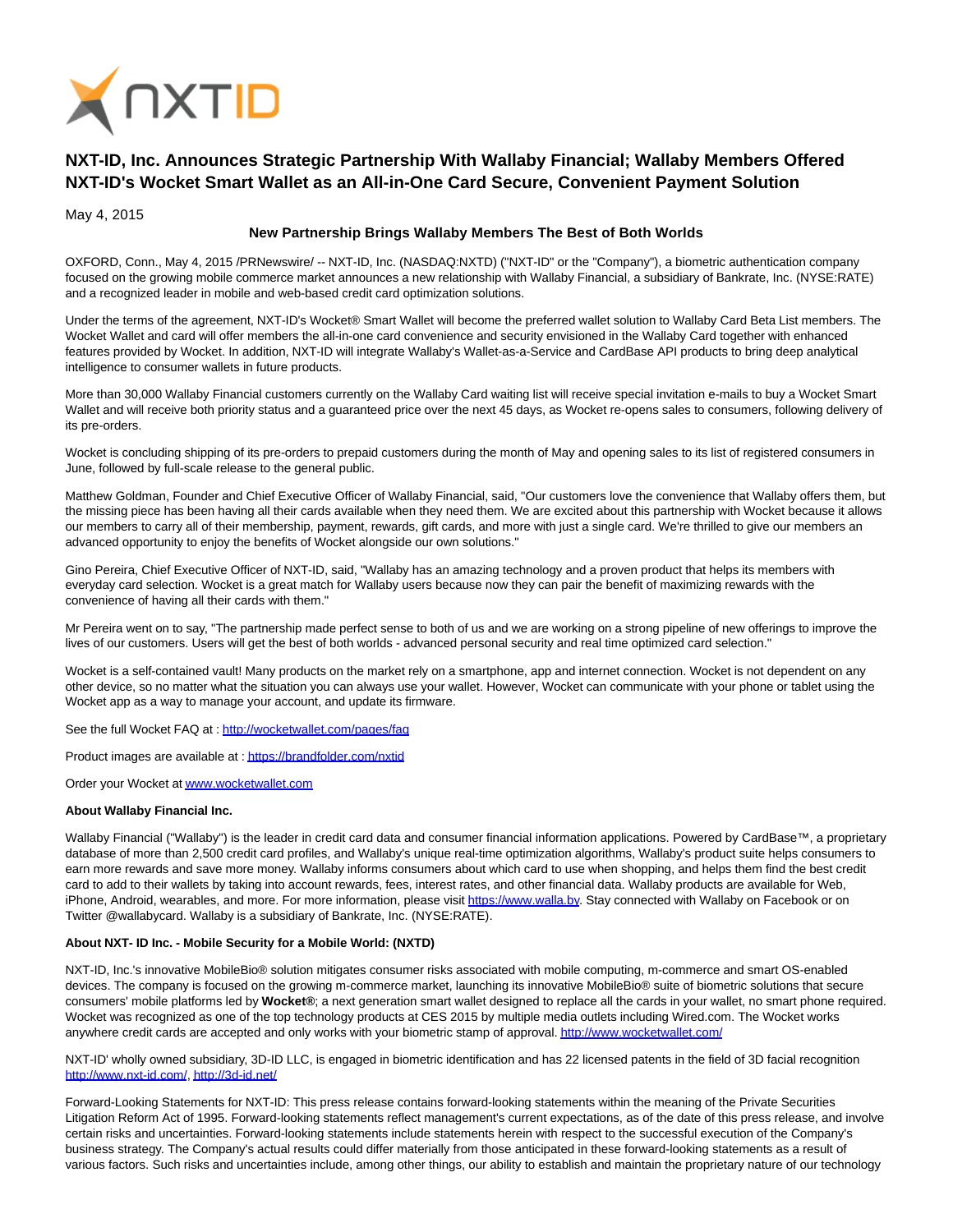# NXT-ID, Inc. Announces Strategic Partnership With Wallaby Financial; Wallaby Members Offered NXT-ID's Wocket Smart Wallet as an All-in-One Card Secure, Convenient Payment Solution

May 4, 2015

**New Partnership Brings Wallaby Members The Best of Both Worlds**

OXFORD, Conn., May 4, 2015 /PRNewswire/ -- NXT-ID, Inc. (NASDAQ:NXTD) ("NXT-ID" or the "Company"), a biometric authentication company focused on the growing mobile commerce market announces a new relationship with Wallaby Financial, a subsidiary of Bankrate, Inc. (NYSE:RATE) and a recognized leader in mobile and web-based credit card optimization solutions.

Under the terms of the agreement, NXT-ID's Wocket® Smart Wallet will become the preferred wallet solution to Wallaby Card Beta List members. The Wocket Wallet and card will offer members the all-in-one card convenience and security envisioned in the Wallaby Card together with enhanced features provided by Wocket. In addition, NXT-ID will integrate Wallaby's Wallet-as-a-Service and CardBase API products to bring deep analytical intelligence to consumer wallets in future products.

More than 30,000 Wallaby Financial customers currently on the Wallaby Card waiting list will receive special invitation e-mails to buy a Wocket Smart Wallet and will receive both priority status and a guaranteed price over the next 45 days, as Wocket re-opens sales to consumers, following delivery of its pre-orders.

Wocket is concluding shipping of its pre-orders to prepaid customers during the month of May and opening sales to its list of registered consumers in June, followed by full-scale release to the general public.

Matthew Goldman, Founder and Chief Executive Officer of Wallaby Financial, said, "Our customers love the convenience that Wallaby offers them, but the missing piece has been having all their cards available when they need them. We are excited about this partnership with Wocket because it allows our members to carry all of their membership, payment, rewards, gift cards, and more with just a single card. We're thrilled to give our members an advanced opportunity to enjoy the benefits of Wocket alongside our own solutions."

Gino Pereira, Chief Executive Officer of NXT-ID, said, "Wallaby has an amazing technology and a proven product that helps its members with everyday card selection. Wocket is a great match for Wallaby users because now they can pair the benefit of maximizing rewards with the convenience of having all their cards with them."

Mr Pereira went on to say, "The partnership made perfect sense to both of us and we are working on a strong pipeline of new offerings to improve the lives of our customers. Users will get the best of both worlds - advanced personal security and real time optimized card selection."

Wocket is a self-contained vault! Many products on the market rely on a smartphone, app and internet connection. Wocket is not dependent on any other device, so no matter what the situation you can always use your wallet. However, Wocket can communicate with your phone or tablet using the Wocket app as a way to manage your account, and update its firmware.

See the full Wocket FAQ at : http://wocketwallet.com/pages/faq

Product images are available at : https://brandfolder.com/nxtid

Order your Wocket at www.wocketwallet.com

**About Wallaby Financial Inc.**

Wallaby Financial ("Wallaby") is the leader in credit card data and consumer financial information applications. Powered by CardBase™, a proprietary database of more than 2,500 credit card profiles, and Wallaby's unique real-time optimization algorithms, Wallaby's product suite helps consumers to earn more rewards and save more money. Wallaby informs consumers about which card to use when shopping, and helps them find the best credit card to add to their wallets by taking into account rewards, fees, interest rates, and other financial data. Wallaby products are available for Web, iPhone, Android, wearables, and more. For more information, please visit https://www.walla.by. Stay connected with Wallaby on Facebook or on Twitter @wallabycard. Wallaby is a subsidiary of Bankrate, Inc. (NYSE:RATE).

**About NXT- ID Inc. - Mobile Security for a Mobile World: (NXTD)**

NXT-ID, Inc.'s innovative MobileBio® solution mitigates consumer risks associated with mobile computing, m-commerce and smart OS-enabled devices. The company is focused on the growing m-commerce market, launching its innovative MobileBio® suite of biometric solutions that secure consumers' mobile platforms led by **Wocket®**; a next generation smart wallet designed to replace all the cards in your wallet, no smart phone required. Wocket was recognized as one of the top technology products at CES 2015 by multiple media outlets including Wired.com. The Wocket works anywhere credit cards are accepted and only works with your biometric stamp of approval. http://www.wocketwallet.com/

NXT-ID' wholly owned subsidiary, 3D-ID LLC, is engaged in biometric identification and has 22 licensed patents in the field of 3D facial recognition http://www.nxt-id.com/, http://3d-id.net/

Forward-Looking Statements for NXT-ID: This press release contains forward-looking statements within the meaning of the Private Securities Litigation Reform Act of 1995. Forward-looking statements reflect management's current expectations, as of the date of this press release, and involve certain risks and uncertainties. Forward-looking statements include statements herein with respect to the successful execution of the Company's business strategy. The Company's actual results could differ materially from those anticipated in these forward-looking statements as a result of various factors. Such risks and uncertainties include, among other things, our ability to establish and maintain the proprietary nature of our technology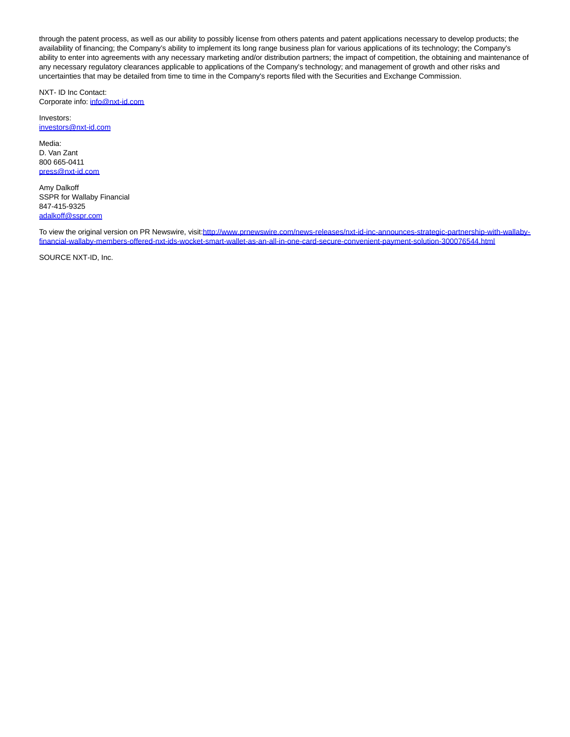through the patent process, as well as our ability to possibly license from others patents and patent applications necessary to develop products; the availability of financing; the Company's ability to implement its long range business plan for various applications of its technology; the Company's ability to enter into agreements with any necessary marketing and/or distribution partners; the impact of competition, the obtaining and maintenance of any necessary regulatory clearances applicable to applications of the Company's technology; and management of growth and other risks and uncertainties that may be detailed from time to time in the Company's reports filed with the Securities and Exchange Commission.

NXT- ID Inc Contact:
Corporate info: info@nxt-id.com

Investors:
investors@nxt-id.com

Media:
D. Van Zant
800 665-0411
press@nxt-id.com

Amy Dalkoff
SSPR for Wallaby Financial
847-415-9325
adalkoff@sspr.com

To view the original version on PR Newswire, visit:http://www.prnewswire.com/news-releases/nxt-id-inc-announces-strategic-partnership-with-wallaby-financial-wallaby-members-offered-nxt-ids-wocket-smart-wallet-as-an-all-in-one-card-secure-convenient-payment-solution-300076544.html

SOURCE NXT-ID, Inc.